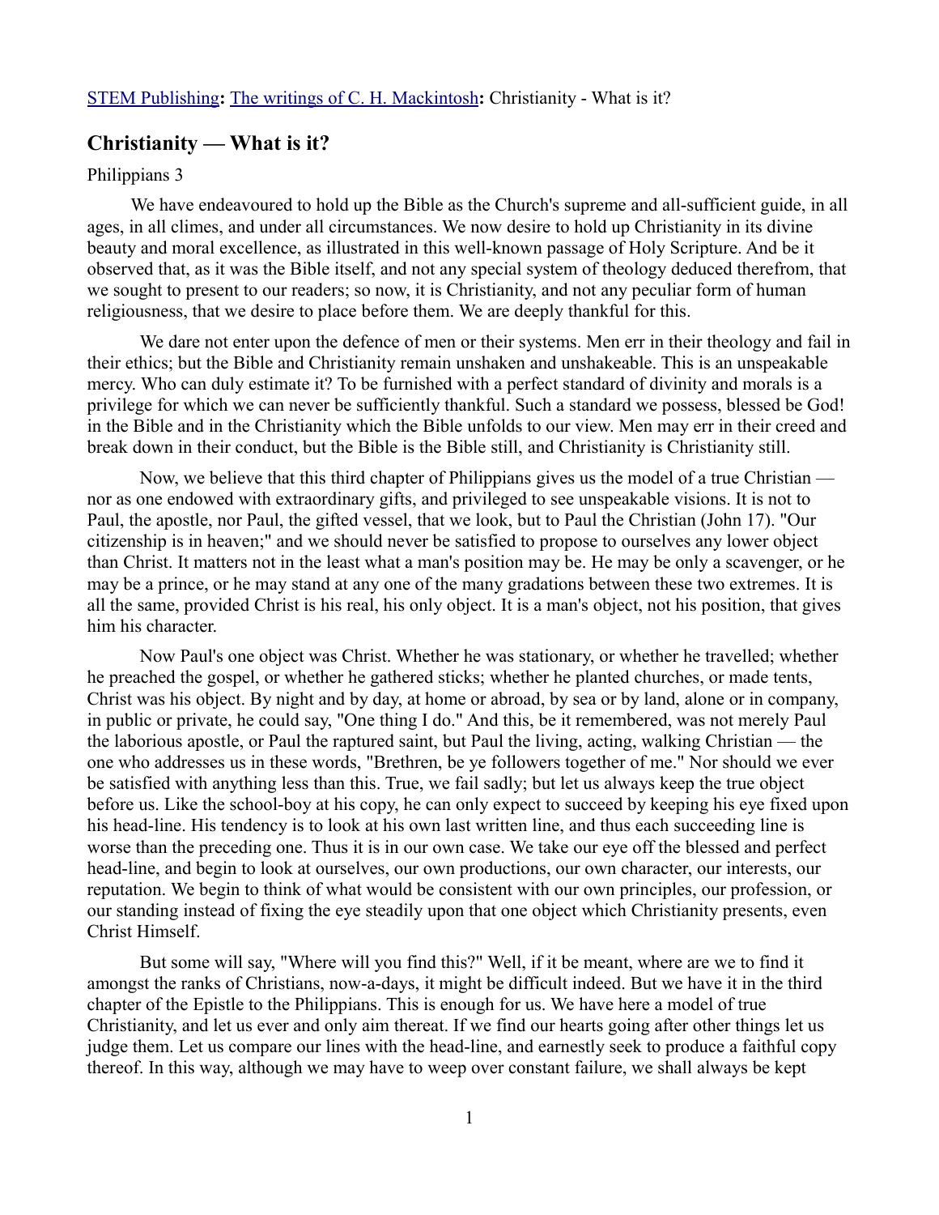[STEM Publishing](#): [The writings of C. H. Mackintosh](#): Christianity - What is it?

## Christianity — What is it?

Philippians 3

We have endeavoured to hold up the Bible as the Church's supreme and all-sufficient guide, in all ages, in all climes, and under all circumstances. We now desire to hold up Christianity in its divine beauty and moral excellence, as illustrated in this well-known passage of Holy Scripture. And be it observed that, as it was the Bible itself, and not any special system of theology deduced therefrom, that we sought to present to our readers; so now, it is Christianity, and not any peculiar form of human religiousness, that we desire to place before them. We are deeply thankful for this.

We dare not enter upon the defence of men or their systems. Men err in their theology and fail in their ethics; but the Bible and Christianity remain unshaken and unshakeable. This is an unspeakable mercy. Who can duly estimate it? To be furnished with a perfect standard of divinity and morals is a privilege for which we can never be sufficiently thankful. Such a standard we possess, blessed be God! in the Bible and in the Christianity which the Bible unfolds to our view. Men may err in their creed and break down in their conduct, but the Bible is the Bible still, and Christianity is Christianity still.

Now, we believe that this third chapter of Philippians gives us the model of a true Christian — nor as one endowed with extraordinary gifts, and privileged to see unspeakable visions. It is not to Paul, the apostle, nor Paul, the gifted vessel, that we look, but to Paul the Christian (John 17). "Our citizenship is in heaven;" and we should never be satisfied to propose to ourselves any lower object than Christ. It matters not in the least what a man's position may be. He may be only a scavenger, or he may be a prince, or he may stand at any one of the many gradations between these two extremes. It is all the same, provided Christ is his real, his only object. It is a man's object, not his position, that gives him his character.

Now Paul's one object was Christ. Whether he was stationary, or whether he travelled; whether he preached the gospel, or whether he gathered sticks; whether he planted churches, or made tents, Christ was his object. By night and by day, at home or abroad, by sea or by land, alone or in company, in public or private, he could say, "One thing I do." And this, be it remembered, was not merely Paul the laborious apostle, or Paul the raptured saint, but Paul the living, acting, walking Christian — the one who addresses us in these words, "Brethren, be ye followers together of me." Nor should we ever be satisfied with anything less than this. True, we fail sadly; but let us always keep the true object before us. Like the school-boy at his copy, he can only expect to succeed by keeping his eye fixed upon his head-line. His tendency is to look at his own last written line, and thus each succeeding line is worse than the preceding one. Thus it is in our own case. We take our eye off the blessed and perfect head-line, and begin to look at ourselves, our own productions, our own character, our interests, our reputation. We begin to think of what would be consistent with our own principles, our profession, or our standing instead of fixing the eye steadily upon that one object which Christianity presents, even Christ Himself.

But some will say, "Where will you find this?" Well, if it be meant, where are we to find it amongst the ranks of Christians, now-a-days, it might be difficult indeed. But we have it in the third chapter of the Epistle to the Philippians. This is enough for us. We have here a model of true Christianity, and let us ever and only aim thereat. If we find our hearts going after other things let us judge them. Let us compare our lines with the head-line, and earnestly seek to produce a faithful copy thereof. In this way, although we may have to weep over constant failure, we shall always be kept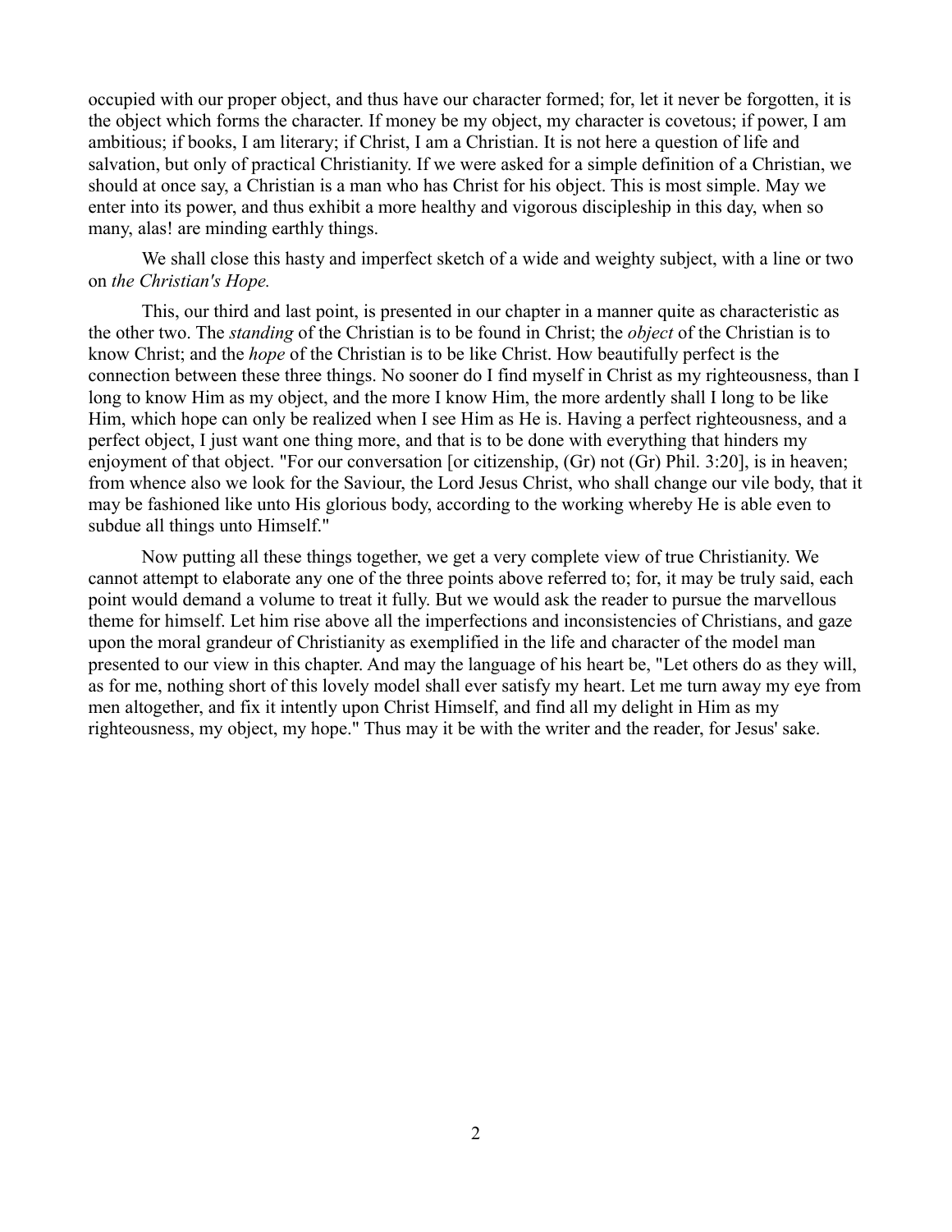occupied with our proper object, and thus have our character formed; for, let it never be forgotten, it is the object which forms the character. If money be my object, my character is covetous; if power, I am ambitious; if books, I am literary; if Christ, I am a Christian. It is not here a question of life and salvation, but only of practical Christianity. If we were asked for a simple definition of a Christian, we should at once say, a Christian is a man who has Christ for his object. This is most simple. May we enter into its power, and thus exhibit a more healthy and vigorous discipleship in this day, when so many, alas! are minding earthly things.

We shall close this hasty and imperfect sketch of a wide and weighty subject, with a line or two on *the Christian's Hope.*

This, our third and last point, is presented in our chapter in a manner quite as characteristic as the other two. The *standing* of the Christian is to be found in Christ; the *object* of the Christian is to know Christ; and the *hope* of the Christian is to be like Christ. How beautifully perfect is the connection between these three things. No sooner do I find myself in Christ as my righteousness, than I long to know Him as my object, and the more I know Him, the more ardently shall I long to be like Him, which hope can only be realized when I see Him as He is. Having a perfect righteousness, and a perfect object, I just want one thing more, and that is to be done with everything that hinders my enjoyment of that object. "For our conversation [or citizenship, (Gr) not (Gr) Phil. 3:20], is in heaven; from whence also we look for the Saviour, the Lord Jesus Christ, who shall change our vile body, that it may be fashioned like unto His glorious body, according to the working whereby He is able even to subdue all things unto Himself."

Now putting all these things together, we get a very complete view of true Christianity. We cannot attempt to elaborate any one of the three points above referred to; for, it may be truly said, each point would demand a volume to treat it fully. But we would ask the reader to pursue the marvellous theme for himself. Let him rise above all the imperfections and inconsistencies of Christians, and gaze upon the moral grandeur of Christianity as exemplified in the life and character of the model man presented to our view in this chapter. And may the language of his heart be, "Let others do as they will, as for me, nothing short of this lovely model shall ever satisfy my heart. Let me turn away my eye from men altogether, and fix it intently upon Christ Himself, and find all my delight in Him as my righteousness, my object, my hope." Thus may it be with the writer and the reader, for Jesus' sake.